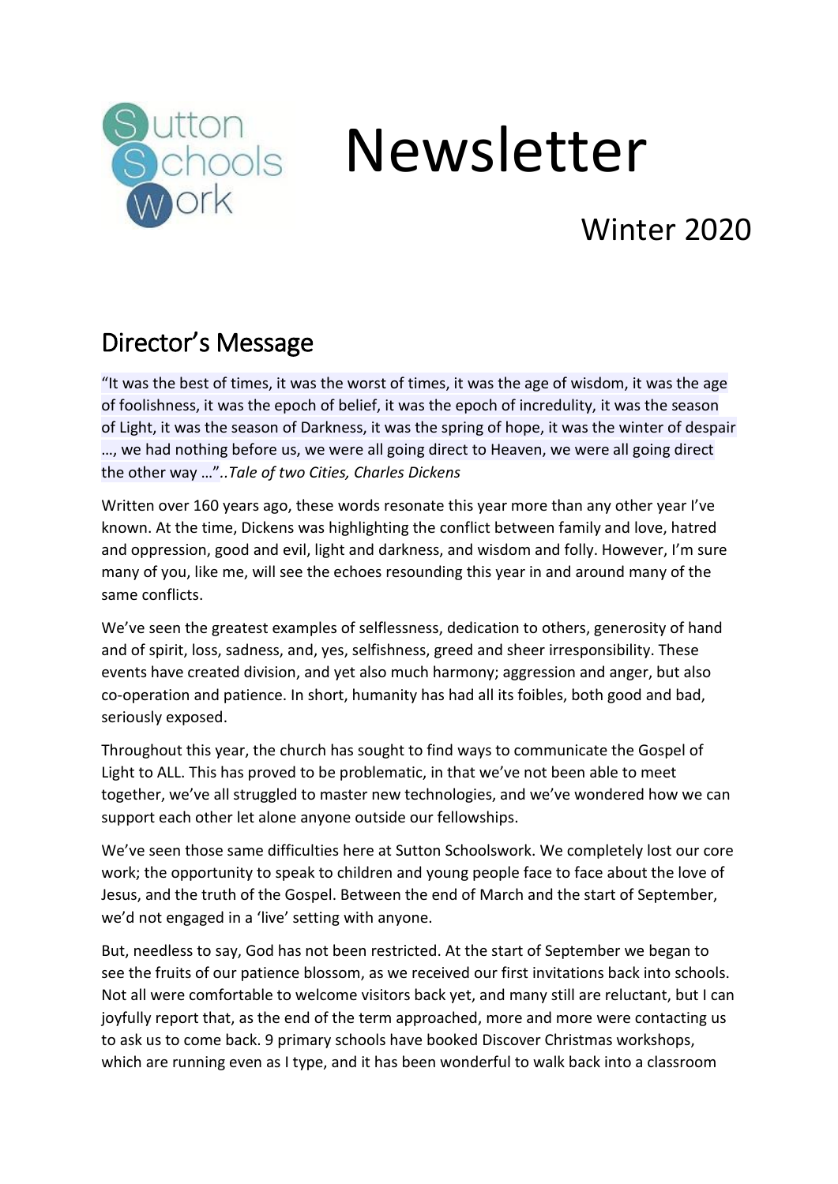Sutton Schools Work

# Newsletter

Winter 2020

## Director's Message

"It was the best of times, it was the worst of times, it was the age of wisdom, it was the age of foolishness, it was the epoch of belief, it was the epoch of incredulity, it was the season of Light, it was the season of Darkness, it was the spring of hope, it was the winter of despair …, we had nothing before us, we were all going direct to Heaven, we were all going direct the other way …"..*Tale of two Cities, Charles Dickens*

Written over 160 years ago, these words resonate this year more than any other year I've known. At the time, Dickens was highlighting the conflict between family and love, hatred and oppression, good and evil, light and darkness, and wisdom and folly. However, I'm sure many of you, like me, will see the echoes resounding this year in and around many of the same conflicts.

We've seen the greatest examples of selflessness, dedication to others, generosity of hand and of spirit, loss, sadness, and, yes, selfishness, greed and sheer irresponsibility. These events have created division, and yet also much harmony; aggression and anger, but also co-operation and patience. In short, humanity has had all its foibles, both good and bad, seriously exposed.

Throughout this year, the church has sought to find ways to communicate the Gospel of Light to ALL. This has proved to be problematic, in that we've not been able to meet together, we've all struggled to master new technologies, and we've wondered how we can support each other let alone anyone outside our fellowships.

We've seen those same difficulties here at Sutton Schoolswork. We completely lost our core work; the opportunity to speak to children and young people face to face about the love of Jesus, and the truth of the Gospel. Between the end of March and the start of September, we'd not engaged in a 'live' setting with anyone.

But, needless to say, God has not been restricted. At the start of September we began to see the fruits of our patience blossom, as we received our first invitations back into schools. Not all were comfortable to welcome visitors back yet, and many still are reluctant, but I can joyfully report that, as the end of the term approached, more and more were contacting us to ask us to come back. 9 primary schools have booked Discover Christmas workshops, which are running even as I type, and it has been wonderful to walk back into a classroom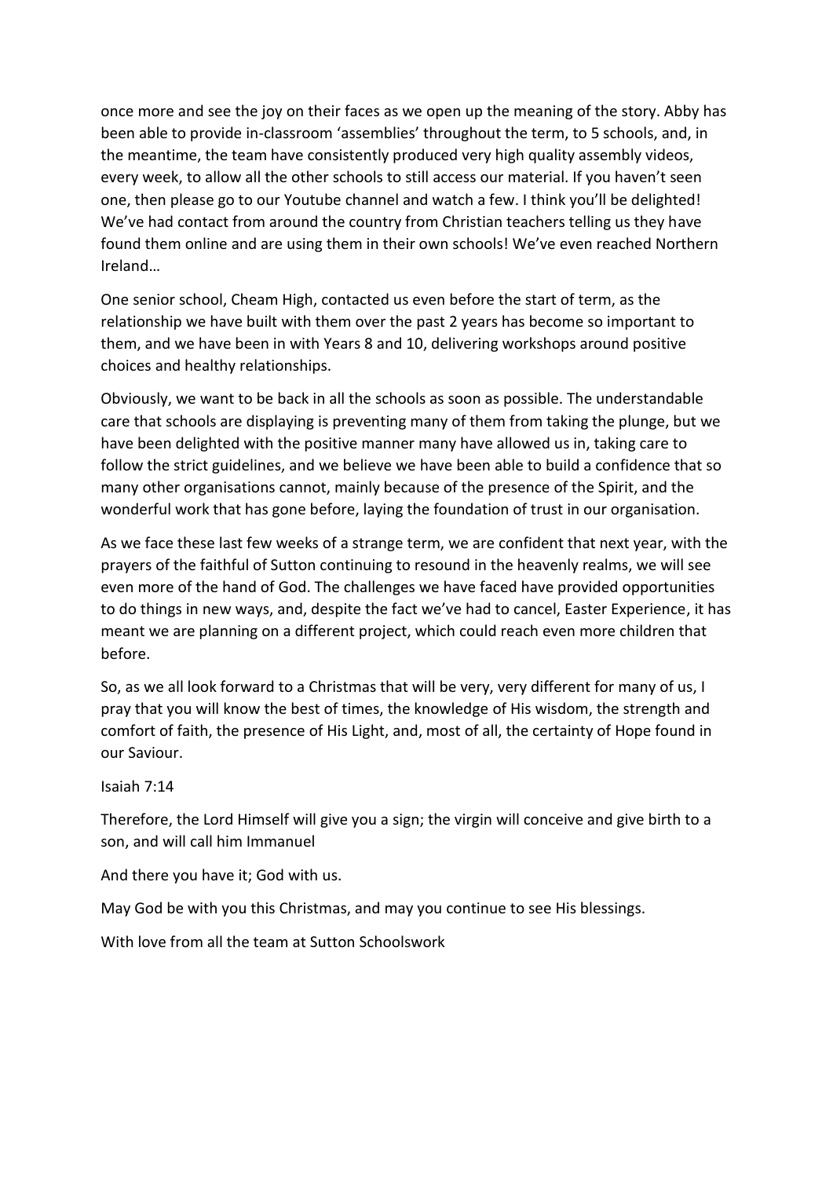once more and see the joy on their faces as we open up the meaning of the story. Abby has been able to provide in-classroom 'assemblies' throughout the term, to 5 schools, and, in the meantime, the team have consistently produced very high quality assembly videos, every week, to allow all the other schools to still access our material. If you haven't seen one, then please go to our Youtube channel and watch a few. I think you'll be delighted! We've had contact from around the country from Christian teachers telling us they have found them online and are using them in their own schools! We've even reached Northern Ireland…

One senior school, Cheam High, contacted us even before the start of term, as the relationship we have built with them over the past 2 years has become so important to them, and we have been in with Years 8 and 10, delivering workshops around positive choices and healthy relationships.

Obviously, we want to be back in all the schools as soon as possible. The understandable care that schools are displaying is preventing many of them from taking the plunge, but we have been delighted with the positive manner many have allowed us in, taking care to follow the strict guidelines, and we believe we have been able to build a confidence that so many other organisations cannot, mainly because of the presence of the Spirit, and the wonderful work that has gone before, laying the foundation of trust in our organisation.

As we face these last few weeks of a strange term, we are confident that next year, with the prayers of the faithful of Sutton continuing to resound in the heavenly realms, we will see even more of the hand of God. The challenges we have faced have provided opportunities to do things in new ways, and, despite the fact we've had to cancel, Easter Experience, it has meant we are planning on a different project, which could reach even more children that before.

So, as we all look forward to a Christmas that will be very, very different for many of us, I pray that you will know the best of times, the knowledge of His wisdom, the strength and comfort of faith, the presence of His Light, and, most of all, the certainty of Hope found in our Saviour.

Isaiah 7:14

Therefore, the Lord Himself will give you a sign; the virgin will conceive and give birth to a son, and will call him Immanuel

And there you have it; God with us.

May God be with you this Christmas, and may you continue to see His blessings.

With love from all the team at Sutton Schoolswork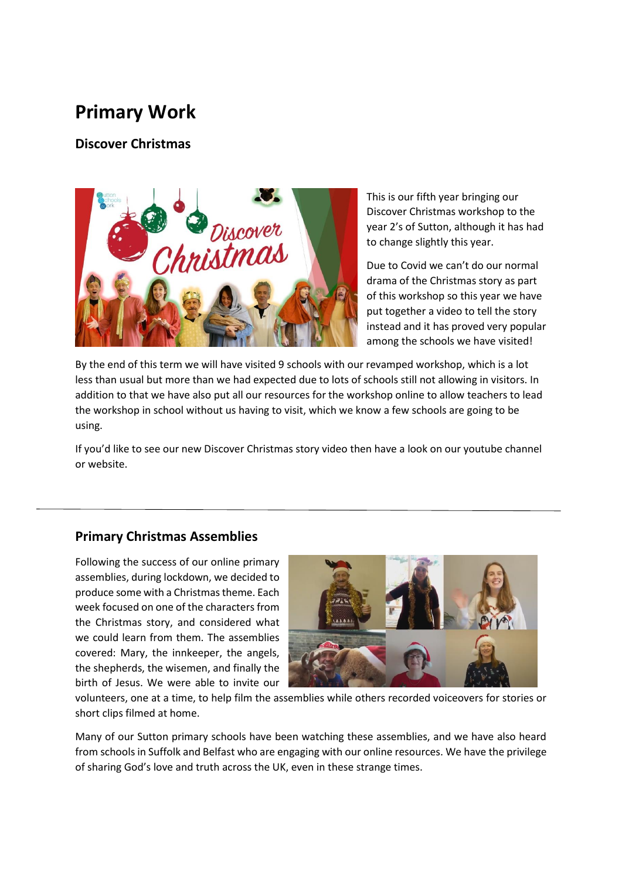# Primary Work

## Discover Christmas

This is our fifth year bringing our Discover Christmas workshop to the year 2's of Sutton, although it has had to change slightly this year.

Due to Covid we can't do our normal drama of the Christmas story as part of this workshop so this year we have put together a video to tell the story instead and it has proved very popular among the schools we have visited!

By the end of this term we will have visited 9 schools with our revamped workshop, which is a lot less than usual but more than we had expected due to lots of schools still not allowing in visitors. In addition to that we have also put all our resources for the workshop online to allow teachers to lead the workshop in school without us having to visit, which we know a few schools are going to be using.

If you'd like to see our new Discover Christmas story video then have a look on our youtube channel or website.

---

## Primary Christmas Assemblies

Following the success of our online primary assemblies, during lockdown, we decided to produce some with a Christmas theme. Each week focused on one of the characters from the Christmas story, and considered what we could learn from them. The assemblies covered: Mary, the innkeeper, the angels, the shepherds, the wisemen, and finally the birth of Jesus. We were able to invite our volunteers, one at a time, to help film the assemblies while others recorded voiceovers for stories or short clips filmed at home.

Many of our Sutton primary schools have been watching these assemblies, and we have also heard from schools in Suffolk and Belfast who are engaging with our online resources. We have the privilege of sharing God's love and truth across the UK, even in these strange times.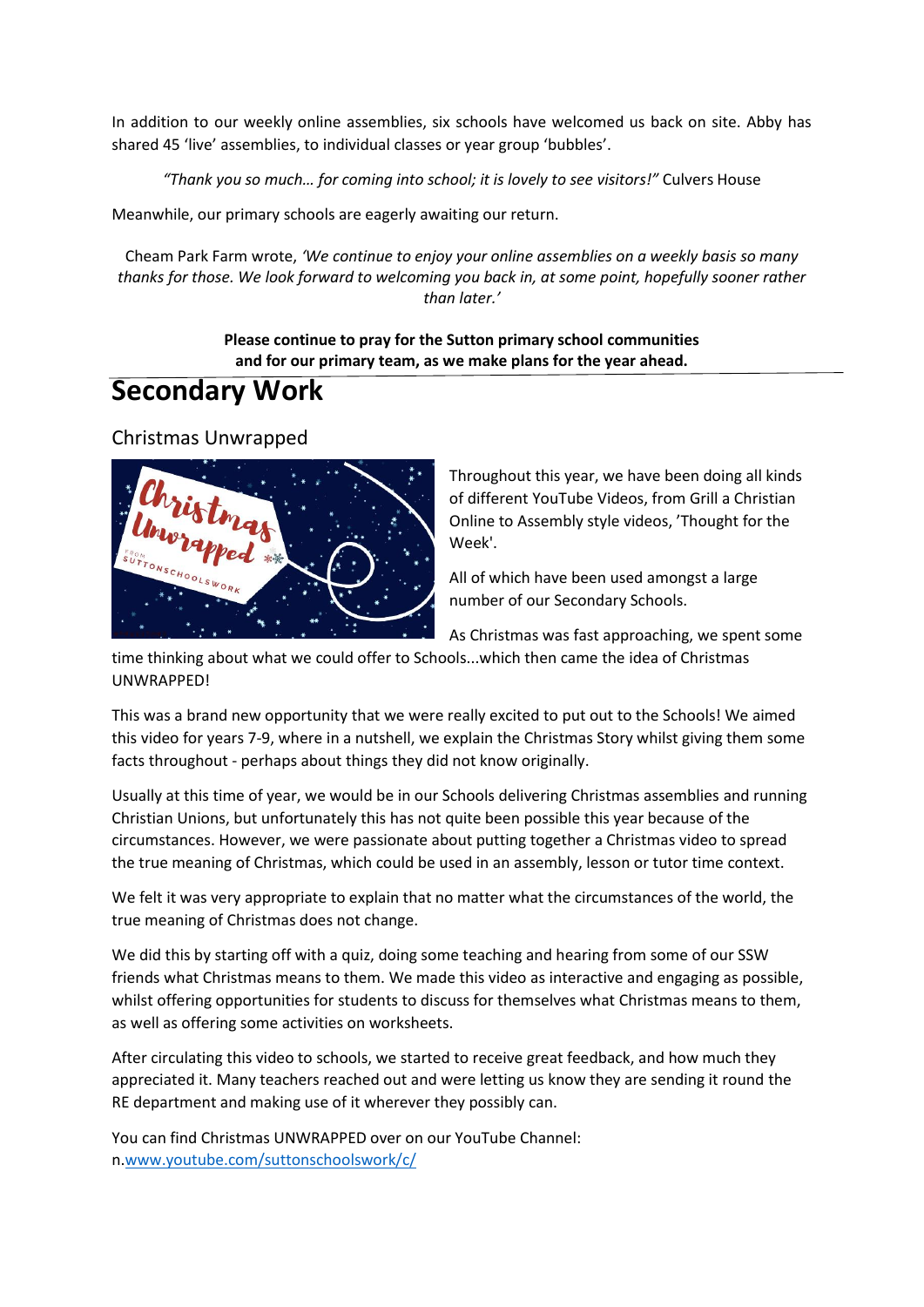In addition to our weekly online assemblies, six schools have welcomed us back on site. Abby has shared 45 'live' assemblies, to individual classes or year group 'bubbles'.

*"Thank you so much… for coming into school; it is lovely to see visitors!"* Culvers House

Meanwhile, our primary schools are eagerly awaiting our return.

Cheam Park Farm wrote, *'We continue to enjoy your online assemblies on a weekly basis so many thanks for those. We look forward to welcoming you back in, at some point, hopefully sooner rather than later.'*

**Please continue to pray for the Sutton primary school communities and for our primary team, as we make plans for the year ahead.**

# Secondary Work

## Christmas Unwrapped

Throughout this year, we have been doing all kinds of different YouTube Videos, from Grill a Christian Online to Assembly style videos, 'Thought for the Week'.

All of which have been used amongst a large number of our Secondary Schools.

As Christmas was fast approaching, we spent some time thinking about what we could offer to Schools...which then came the idea of Christmas UNWRAPPED!

This was a brand new opportunity that we were really excited to put out to the Schools! We aimed this video for years 7-9, where in a nutshell, we explain the Christmas Story whilst giving them some facts throughout - perhaps about things they did not know originally.

Usually at this time of year, we would be in our Schools delivering Christmas assemblies and running Christian Unions, but unfortunately this has not quite been possible this year because of the circumstances. However, we were passionate about putting together a Christmas video to spread the true meaning of Christmas, which could be used in an assembly, lesson or tutor time context.

We felt it was very appropriate to explain that no matter what the circumstances of the world, the true meaning of Christmas does not change.

We did this by starting off with a quiz, doing some teaching and hearing from some of our SSW friends what Christmas means to them. We made this video as interactive and engaging as possible, whilst offering opportunities for students to discuss for themselves what Christmas means to them, as well as offering some activities on worksheets.

After circulating this video to schools, we started to receive great feedback, and how much they appreciated it. Many teachers reached out and were letting us know they are sending it round the RE department and making use of it wherever they possibly can.

You can find Christmas UNWRAPPED over on our YouTube Channel:
n.www.youtube.com/suttonschoolswork/c/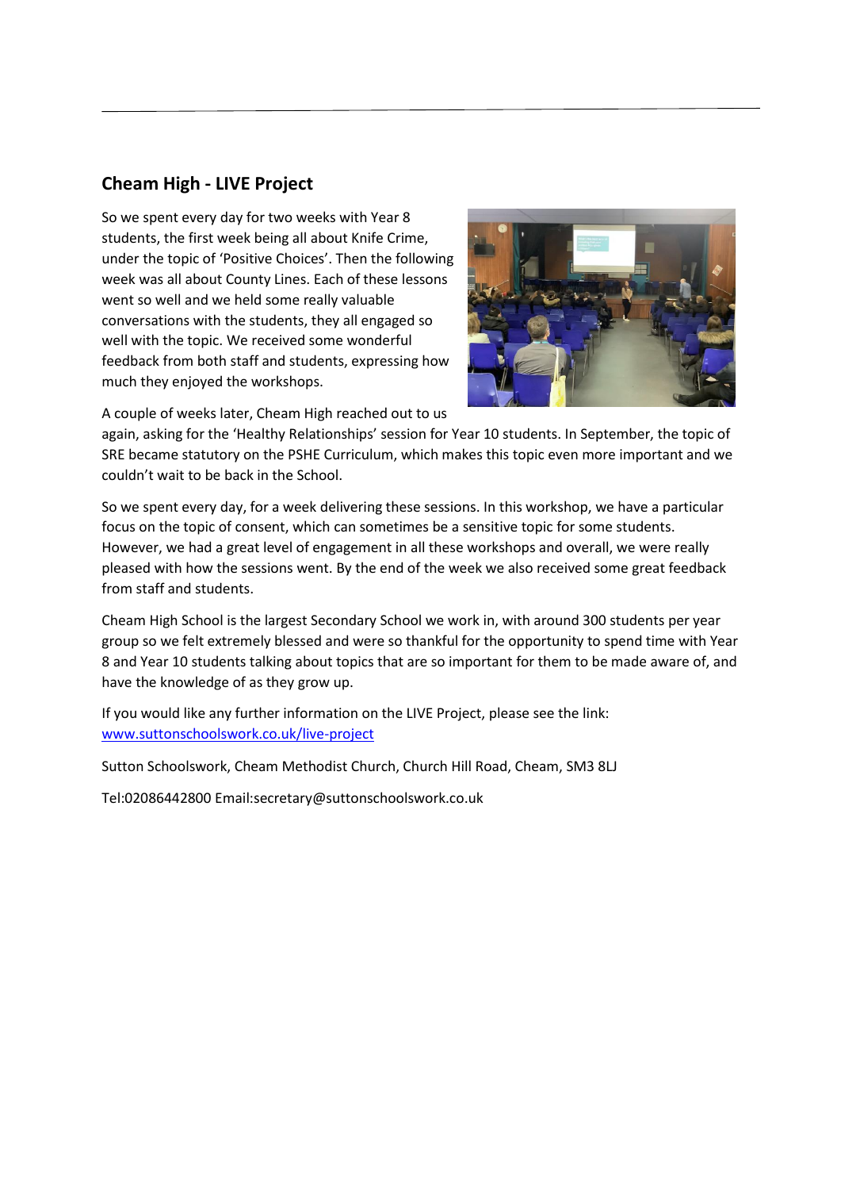## Cheam High - LIVE Project

So we spent every day for two weeks with Year 8 students, the first week being all about Knife Crime, under the topic of 'Positive Choices'. Then the following week was all about County Lines. Each of these lessons went so well and we held some really valuable conversations with the students, they all engaged so well with the topic. We received some wonderful feedback from both staff and students, expressing how much they enjoyed the workshops.

A couple of weeks later, Cheam High reached out to us again, asking for the 'Healthy Relationships' session for Year 10 students. In September, the topic of SRE became statutory on the PSHE Curriculum, which makes this topic even more important and we couldn't wait to be back in the School.

So we spent every day, for a week delivering these sessions. In this workshop, we have a particular focus on the topic of consent, which can sometimes be a sensitive topic for some students. However, we had a great level of engagement in all these workshops and overall, we were really pleased with how the sessions went. By the end of the week we also received some great feedback from staff and students.

Cheam High School is the largest Secondary School we work in, with around 300 students per year group so we felt extremely blessed and were so thankful for the opportunity to spend time with Year 8 and Year 10 students talking about topics that are so important for them to be made aware of, and have the knowledge of as they grow up.

If you would like any further information on the LIVE Project, please see the link: [www.suttonschoolswork.co.uk/live-project](http://www.suttonschoolswork.co.uk/live-project)

Sutton Schoolswork, Cheam Methodist Church, Church Hill Road, Cheam, SM3 8LJ

Tel:02086442800 Email:secretary@suttonschoolswork.co.uk